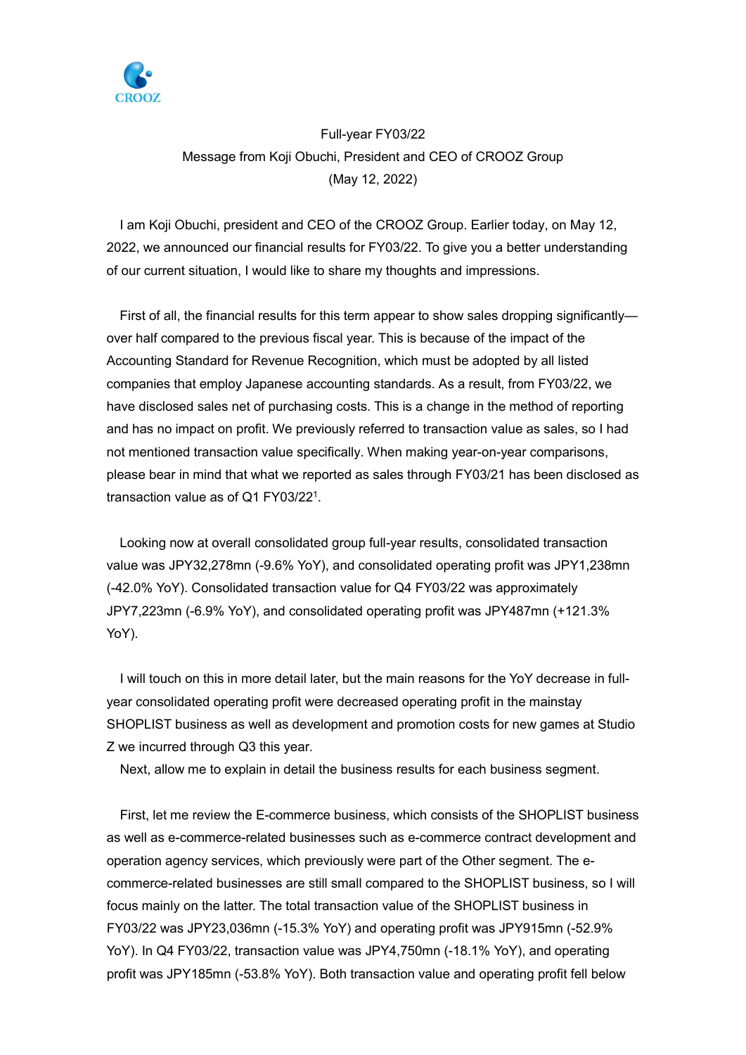CROOZ

Full-year FY03/22
Message from Koji Obuchi, President and CEO of CROOZ Group
(May 12, 2022)

I am Koji Obuchi, president and CEO of the CROOZ Group. Earlier today, on May 12, 2022, we announced our financial results for FY03/22. To give you a better understanding of our current situation, I would like to share my thoughts and impressions.

First of all, the financial results for this term appear to show sales dropping significantly—over half compared to the previous fiscal year. This is because of the impact of the Accounting Standard for Revenue Recognition, which must be adopted by all listed companies that employ Japanese accounting standards. As a result, from FY03/22, we have disclosed sales net of purchasing costs. This is a change in the method of reporting and has no impact on profit. We previously referred to transaction value as sales, so I had not mentioned transaction value specifically. When making year-on-year comparisons, please bear in mind that what we reported as sales through FY03/21 has been disclosed as transaction value as of Q1 FY03/22[1].

Looking now at overall consolidated group full-year results, consolidated transaction value was JPY32,278mn (-9.6% YoY), and consolidated operating profit was JPY1,238mn (-42.0% YoY). Consolidated transaction value for Q4 FY03/22 was approximately JPY7,223mn (-6.9% YoY), and consolidated operating profit was JPY487mn (+121.3% YoY).

I will touch on this in more detail later, but the main reasons for the YoY decrease in full-year consolidated operating profit were decreased operating profit in the mainstay SHOPLIST business as well as development and promotion costs for new games at Studio Z we incurred through Q3 this year.

Next, allow me to explain in detail the business results for each business segment.

First, let me review the E-commerce business, which consists of the SHOPLIST business as well as e-commerce-related businesses such as e-commerce contract development and operation agency services, which previously were part of the Other segment. The e-commerce-related businesses are still small compared to the SHOPLIST business, so I will focus mainly on the latter. The total transaction value of the SHOPLIST business in FY03/22 was JPY23,036mn (-15.3% YoY) and operating profit was JPY915mn (-52.9% YoY). In Q4 FY03/22, transaction value was JPY4,750mn (-18.1% YoY), and operating profit was JPY185mn (-53.8% YoY). Both transaction value and operating profit fell below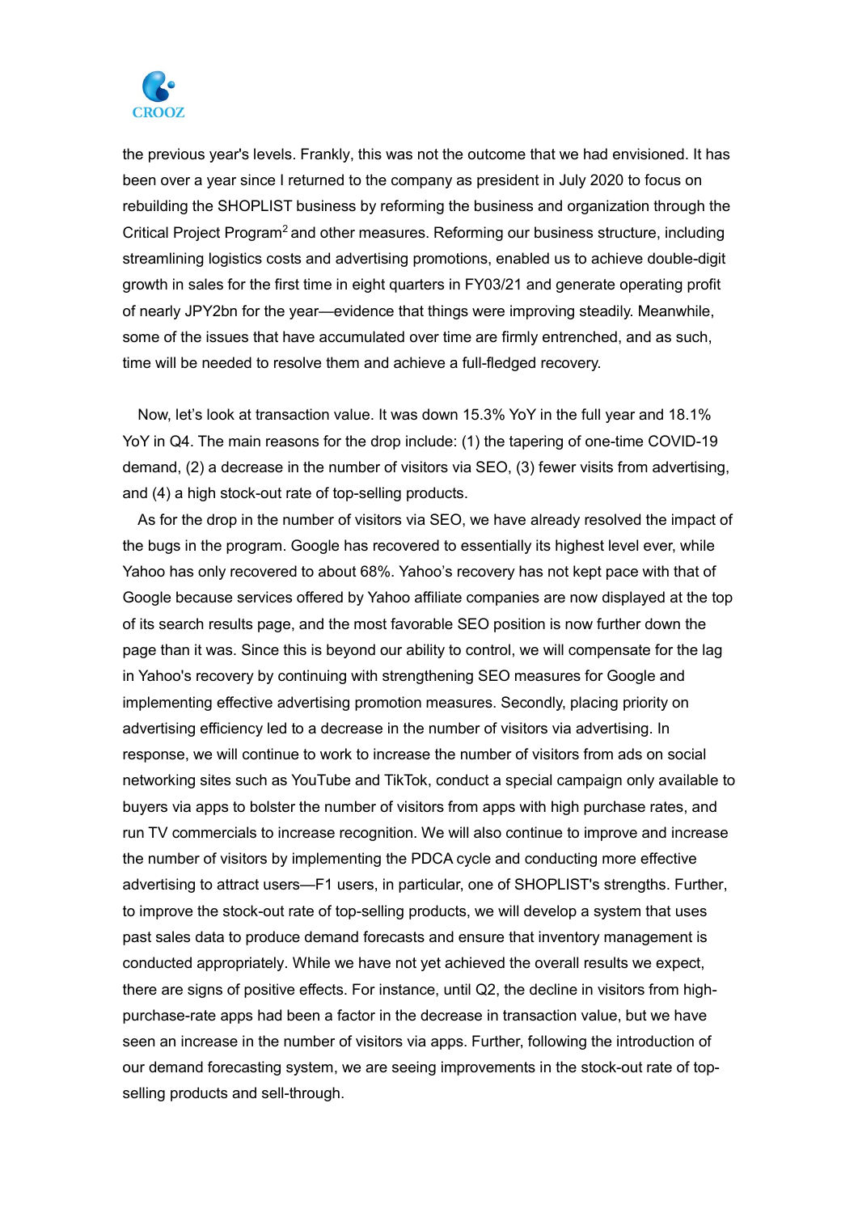the previous year's levels. Frankly, this was not the outcome that we had envisioned. It has been over a year since I returned to the company as president in July 2020 to focus on rebuilding the SHOPLIST business by reforming the business and organization through the Critical Project Program[2] and other measures. Reforming our business structure, including streamlining logistics costs and advertising promotions, enabled us to achieve double-digit growth in sales for the first time in eight quarters in FY03/21 and generate operating profit of nearly JPY2bn for the year—evidence that things were improving steadily. Meanwhile, some of the issues that have accumulated over time are firmly entrenched, and as such, time will be needed to resolve them and achieve a full-fledged recovery.

Now, let's look at transaction value. It was down 15.3% YoY in the full year and 18.1% YoY in Q4. The main reasons for the drop include: (1) the tapering of one-time COVID-19 demand, (2) a decrease in the number of visitors via SEO, (3) fewer visits from advertising, and (4) a high stock-out rate of top-selling products.

As for the drop in the number of visitors via SEO, we have already resolved the impact of the bugs in the program. Google has recovered to essentially its highest level ever, while Yahoo has only recovered to about 68%. Yahoo's recovery has not kept pace with that of Google because services offered by Yahoo affiliate companies are now displayed at the top of its search results page, and the most favorable SEO position is now further down the page than it was. Since this is beyond our ability to control, we will compensate for the lag in Yahoo's recovery by continuing with strengthening SEO measures for Google and implementing effective advertising promotion measures. Secondly, placing priority on advertising efficiency led to a decrease in the number of visitors via advertising. In response, we will continue to work to increase the number of visitors from ads on social networking sites such as YouTube and TikTok, conduct a special campaign only available to buyers via apps to bolster the number of visitors from apps with high purchase rates, and run TV commercials to increase recognition. We will also continue to improve and increase the number of visitors by implementing the PDCA cycle and conducting more effective advertising to attract users—F1 users, in particular, one of SHOPLIST's strengths. Further, to improve the stock-out rate of top-selling products, we will develop a system that uses past sales data to produce demand forecasts and ensure that inventory management is conducted appropriately. While we have not yet achieved the overall results we expect, there are signs of positive effects. For instance, until Q2, the decline in visitors from high-purchase-rate apps had been a factor in the decrease in transaction value, but we have seen an increase in the number of visitors via apps. Further, following the introduction of our demand forecasting system, we are seeing improvements in the stock-out rate of top-selling products and sell-through.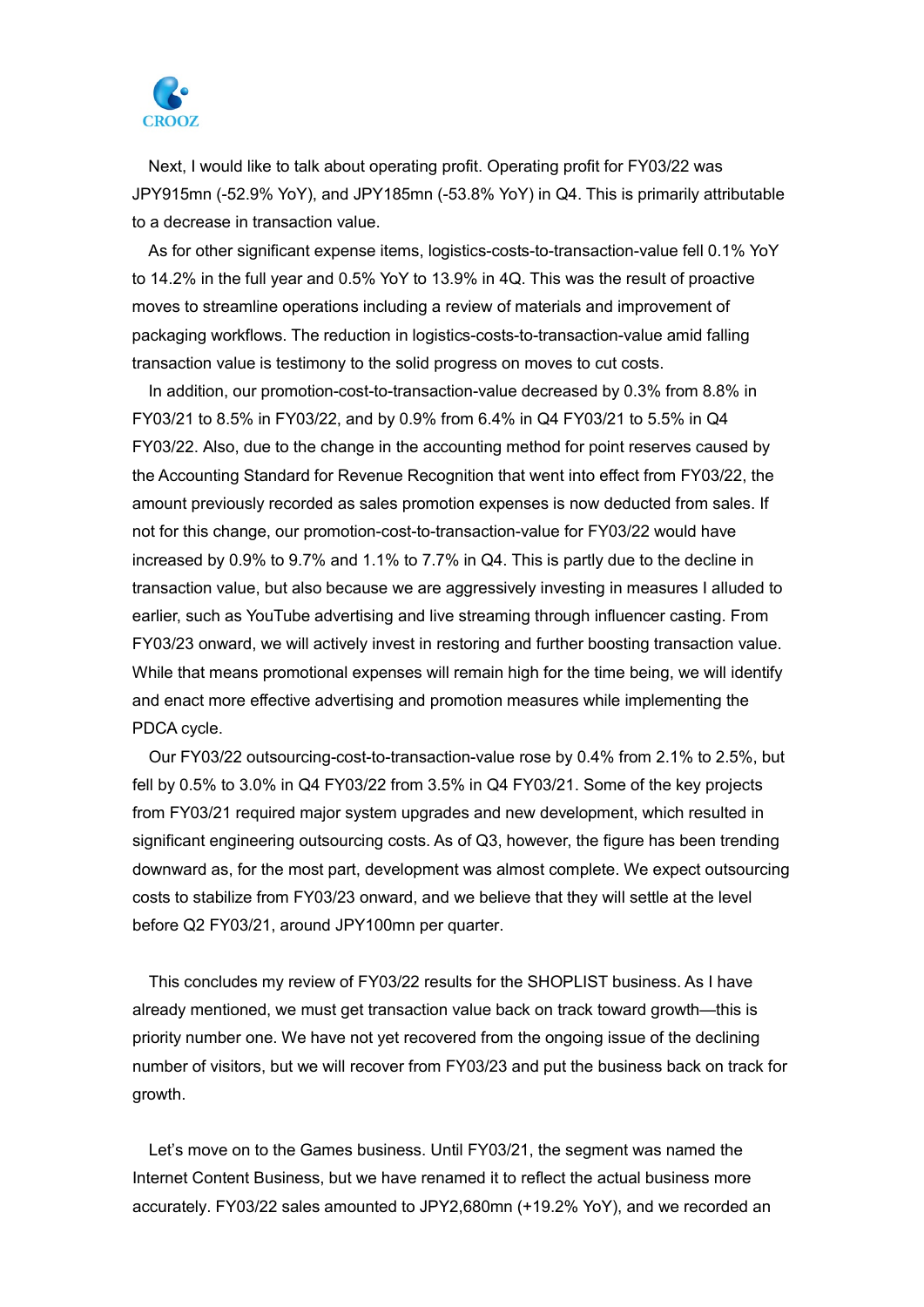Next, I would like to talk about operating profit. Operating profit for FY03/22 was JPY915mn (-52.9% YoY), and JPY185mn (-53.8% YoY) in Q4. This is primarily attributable to a decrease in transaction value.

As for other significant expense items, logistics-costs-to-transaction-value fell 0.1% YoY to 14.2% in the full year and 0.5% YoY to 13.9% in 4Q. This was the result of proactive moves to streamline operations including a review of materials and improvement of packaging workflows. The reduction in logistics-costs-to-transaction-value amid falling transaction value is testimony to the solid progress on moves to cut costs.

In addition, our promotion-cost-to-transaction-value decreased by 0.3% from 8.8% in FY03/21 to 8.5% in FY03/22, and by 0.9% from 6.4% in Q4 FY03/21 to 5.5% in Q4 FY03/22. Also, due to the change in the accounting method for point reserves caused by the Accounting Standard for Revenue Recognition that went into effect from FY03/22, the amount previously recorded as sales promotion expenses is now deducted from sales. If not for this change, our promotion-cost-to-transaction-value for FY03/22 would have increased by 0.9% to 9.7% and 1.1% to 7.7% in Q4. This is partly due to the decline in transaction value, but also because we are aggressively investing in measures I alluded to earlier, such as YouTube advertising and live streaming through influencer casting. From FY03/23 onward, we will actively invest in restoring and further boosting transaction value. While that means promotional expenses will remain high for the time being, we will identify and enact more effective advertising and promotion measures while implementing the PDCA cycle.

Our FY03/22 outsourcing-cost-to-transaction-value rose by 0.4% from 2.1% to 2.5%, but fell by 0.5% to 3.0% in Q4 FY03/22 from 3.5% in Q4 FY03/21. Some of the key projects from FY03/21 required major system upgrades and new development, which resulted in significant engineering outsourcing costs. As of Q3, however, the figure has been trending downward as, for the most part, development was almost complete. We expect outsourcing costs to stabilize from FY03/23 onward, and we believe that they will settle at the level before Q2 FY03/21, around JPY100mn per quarter.

This concludes my review of FY03/22 results for the SHOPLIST business. As I have already mentioned, we must get transaction value back on track toward growth—this is priority number one. We have not yet recovered from the ongoing issue of the declining number of visitors, but we will recover from FY03/23 and put the business back on track for growth.

Let's move on to the Games business. Until FY03/21, the segment was named the Internet Content Business, but we have renamed it to reflect the actual business more accurately. FY03/22 sales amounted to JPY2,680mn (+19.2% YoY), and we recorded an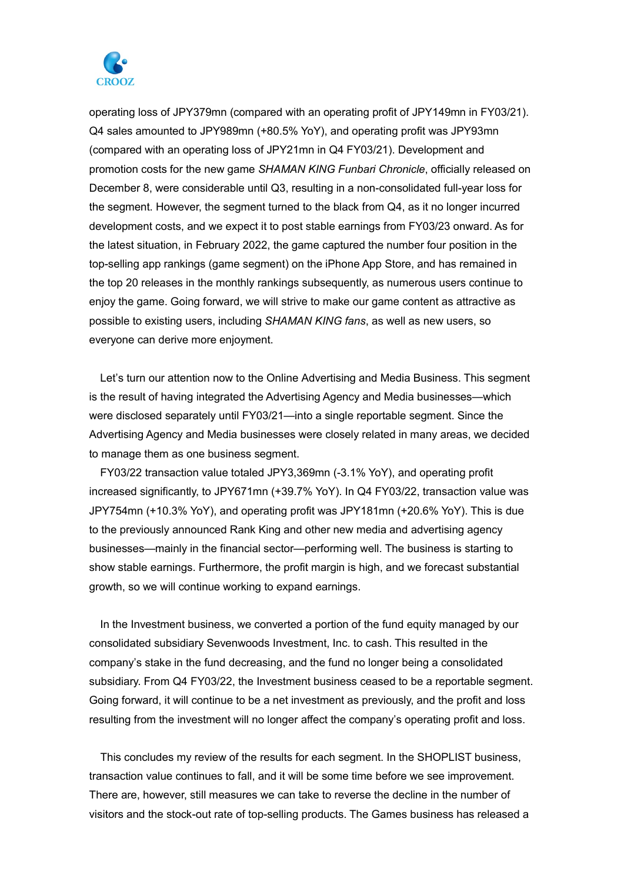operating loss of JPY379mn (compared with an operating profit of JPY149mn in FY03/21). Q4 sales amounted to JPY989mn (+80.5% YoY), and operating profit was JPY93mn (compared with an operating loss of JPY21mn in Q4 FY03/21). Development and promotion costs for the new game *SHAMAN KING Funbari Chronicle*, officially released on December 8, were considerable until Q3, resulting in a non-consolidated full-year loss for the segment. However, the segment turned to the black from Q4, as it no longer incurred development costs, and we expect it to post stable earnings from FY03/23 onward. As for the latest situation, in February 2022, the game captured the number four position in the top-selling app rankings (game segment) on the iPhone App Store, and has remained in the top 20 releases in the monthly rankings subsequently, as numerous users continue to enjoy the game. Going forward, we will strive to make our game content as attractive as possible to existing users, including *SHAMAN KING fans*, as well as new users, so everyone can derive more enjoyment.

Let's turn our attention now to the Online Advertising and Media Business. This segment is the result of having integrated the Advertising Agency and Media businesses—which were disclosed separately until FY03/21—into a single reportable segment. Since the Advertising Agency and Media businesses were closely related in many areas, we decided to manage them as one business segment.

FY03/22 transaction value totaled JPY3,369mn (-3.1% YoY), and operating profit increased significantly, to JPY671mn (+39.7% YoY). In Q4 FY03/22, transaction value was JPY754mn (+10.3% YoY), and operating profit was JPY181mn (+20.6% YoY). This is due to the previously announced Rank King and other new media and advertising agency businesses—mainly in the financial sector—performing well. The business is starting to show stable earnings. Furthermore, the profit margin is high, and we forecast substantial growth, so we will continue working to expand earnings.

In the Investment business, we converted a portion of the fund equity managed by our consolidated subsidiary Sevenwoods Investment, Inc. to cash. This resulted in the company's stake in the fund decreasing, and the fund no longer being a consolidated subsidiary. From Q4 FY03/22, the Investment business ceased to be a reportable segment. Going forward, it will continue to be a net investment as previously, and the profit and loss resulting from the investment will no longer affect the company's operating profit and loss.

This concludes my review of the results for each segment. In the SHOPLIST business, transaction value continues to fall, and it will be some time before we see improvement. There are, however, still measures we can take to reverse the decline in the number of visitors and the stock-out rate of top-selling products. The Games business has released a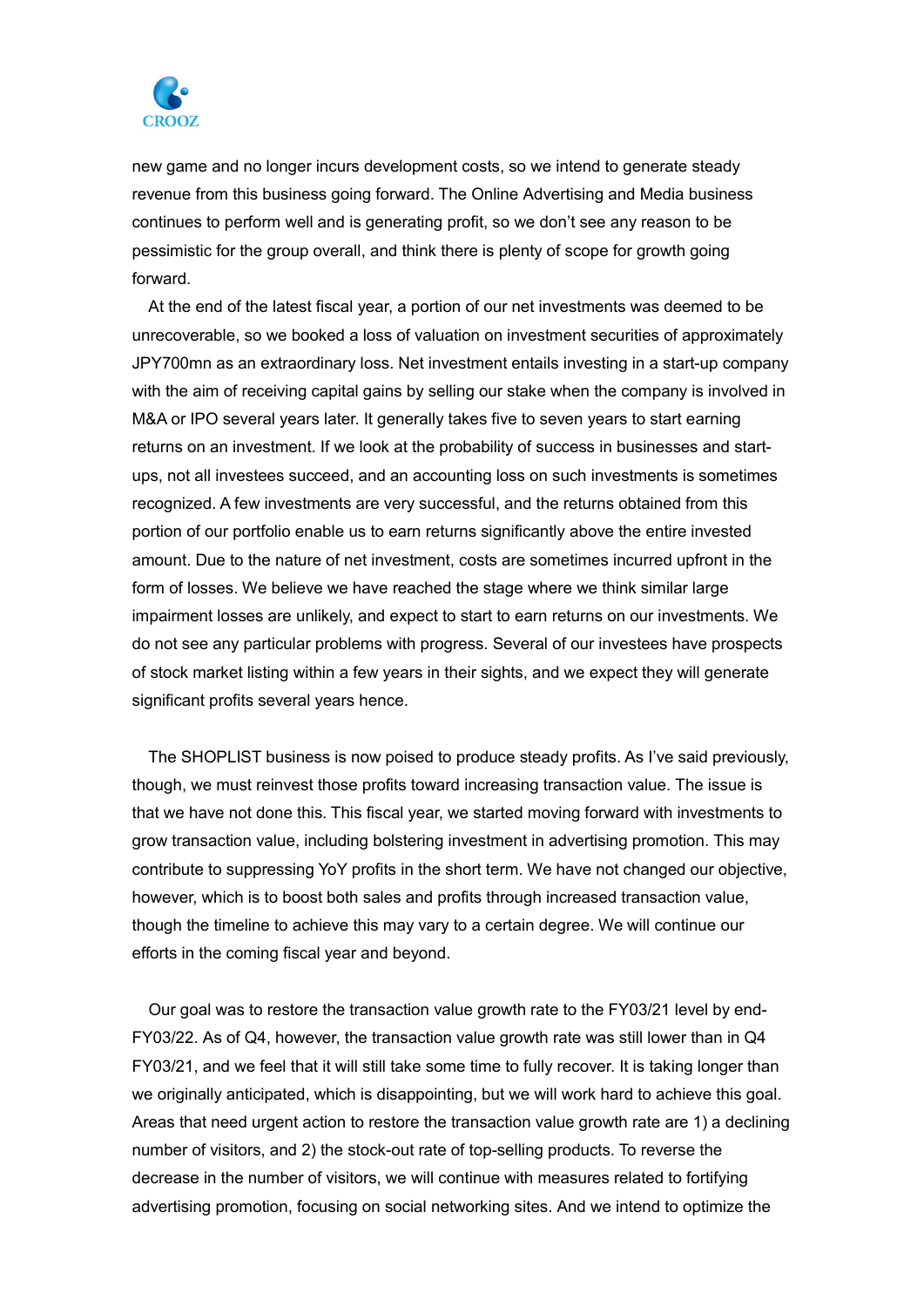new game and no longer incurs development costs, so we intend to generate steady revenue from this business going forward. The Online Advertising and Media business continues to perform well and is generating profit, so we don't see any reason to be pessimistic for the group overall, and think there is plenty of scope for growth going forward.

At the end of the latest fiscal year, a portion of our net investments was deemed to be unrecoverable, so we booked a loss of valuation on investment securities of approximately JPY700mn as an extraordinary loss. Net investment entails investing in a start-up company with the aim of receiving capital gains by selling our stake when the company is involved in M&A or IPO several years later. It generally takes five to seven years to start earning returns on an investment. If we look at the probability of success in businesses and start-ups, not all investees succeed, and an accounting loss on such investments is sometimes recognized. A few investments are very successful, and the returns obtained from this portion of our portfolio enable us to earn returns significantly above the entire invested amount. Due to the nature of net investment, costs are sometimes incurred upfront in the form of losses. We believe we have reached the stage where we think similar large impairment losses are unlikely, and expect to start to earn returns on our investments. We do not see any particular problems with progress. Several of our investees have prospects of stock market listing within a few years in their sights, and we expect they will generate significant profits several years hence.

The SHOPLIST business is now poised to produce steady profits. As I've said previously, though, we must reinvest those profits toward increasing transaction value. The issue is that we have not done this. This fiscal year, we started moving forward with investments to grow transaction value, including bolstering investment in advertising promotion. This may contribute to suppressing YoY profits in the short term. We have not changed our objective, however, which is to boost both sales and profits through increased transaction value, though the timeline to achieve this may vary to a certain degree. We will continue our efforts in the coming fiscal year and beyond.

Our goal was to restore the transaction value growth rate to the FY03/21 level by end-FY03/22. As of Q4, however, the transaction value growth rate was still lower than in Q4 FY03/21, and we feel that it will still take some time to fully recover. It is taking longer than we originally anticipated, which is disappointing, but we will work hard to achieve this goal. Areas that need urgent action to restore the transaction value growth rate are 1) a declining number of visitors, and 2) the stock-out rate of top-selling products. To reverse the decrease in the number of visitors, we will continue with measures related to fortifying advertising promotion, focusing on social networking sites. And we intend to optimize the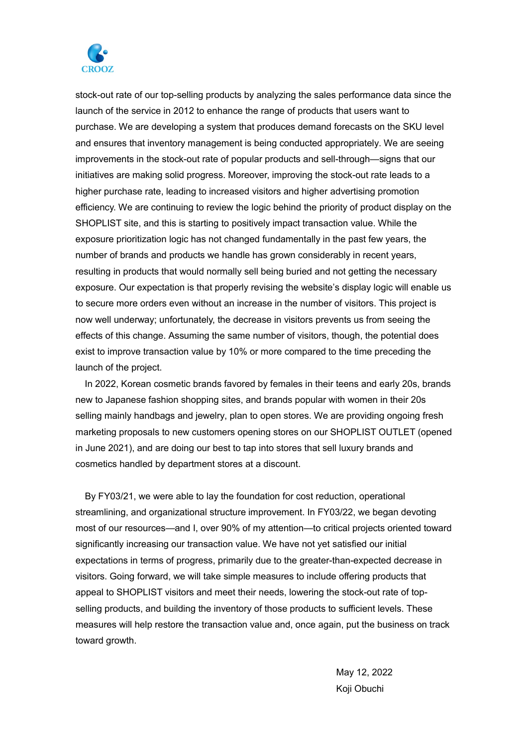stock-out rate of our top-selling products by analyzing the sales performance data since the launch of the service in 2012 to enhance the range of products that users want to purchase. We are developing a system that produces demand forecasts on the SKU level and ensures that inventory management is being conducted appropriately. We are seeing improvements in the stock-out rate of popular products and sell-through—signs that our initiatives are making solid progress. Moreover, improving the stock-out rate leads to a higher purchase rate, leading to increased visitors and higher advertising promotion efficiency. We are continuing to review the logic behind the priority of product display on the SHOPLIST site, and this is starting to positively impact transaction value. While the exposure prioritization logic has not changed fundamentally in the past few years, the number of brands and products we handle has grown considerably in recent years, resulting in products that would normally sell being buried and not getting the necessary exposure. Our expectation is that properly revising the website's display logic will enable us to secure more orders even without an increase in the number of visitors. This project is now well underway; unfortunately, the decrease in visitors prevents us from seeing the effects of this change. Assuming the same number of visitors, though, the potential does exist to improve transaction value by 10% or more compared to the time preceding the launch of the project.

In 2022, Korean cosmetic brands favored by females in their teens and early 20s, brands new to Japanese fashion shopping sites, and brands popular with women in their 20s selling mainly handbags and jewelry, plan to open stores. We are providing ongoing fresh marketing proposals to new customers opening stores on our SHOPLIST OUTLET (opened in June 2021), and are doing our best to tap into stores that sell luxury brands and cosmetics handled by department stores at a discount.

By FY03/21, we were able to lay the foundation for cost reduction, operational streamlining, and organizational structure improvement. In FY03/22, we began devoting most of our resources—and I, over 90% of my attention—to critical projects oriented toward significantly increasing our transaction value. We have not yet satisfied our initial expectations in terms of progress, primarily due to the greater-than-expected decrease in visitors. Going forward, we will take simple measures to include offering products that appeal to SHOPLIST visitors and meet their needs, lowering the stock-out rate of top-selling products, and building the inventory of those products to sufficient levels. These measures will help restore the transaction value and, once again, put the business on track toward growth.

May 12, 2022

Koji Obuchi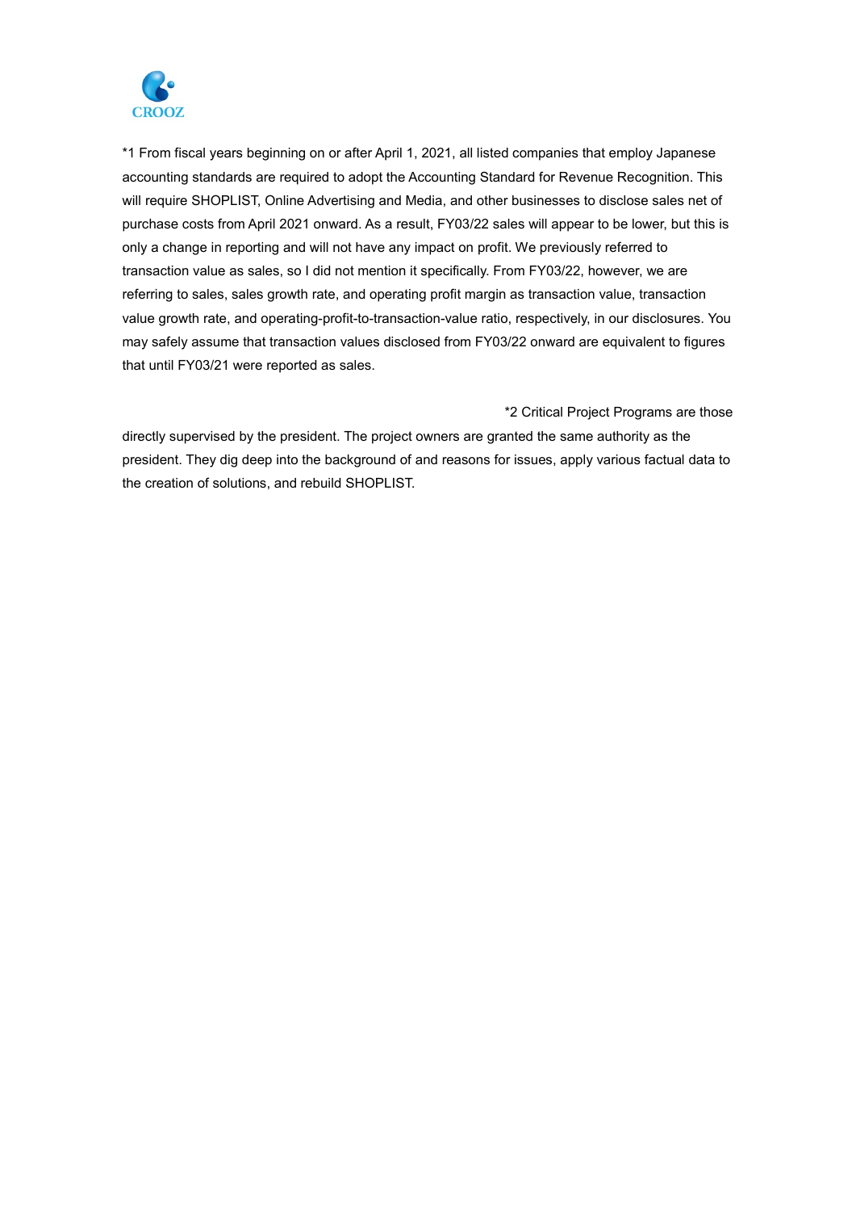*1 From fiscal years beginning on or after April 1, 2021, all listed companies that employ Japanese accounting standards are required to adopt the Accounting Standard for Revenue Recognition. This will require SHOPLIST, Online Advertising and Media, and other businesses to disclose sales net of purchase costs from April 2021 onward. As a result, FY03/22 sales will appear to be lower, but this is only a change in reporting and will not have any impact on profit. We previously referred to transaction value as sales, so I did not mention it specifically. From FY03/22, however, we are referring to sales, sales growth rate, and operating profit margin as transaction value, transaction value growth rate, and operating-profit-to-transaction-value ratio, respectively, in our disclosures. You may safely assume that transaction values disclosed from FY03/22 onward are equivalent to figures that until FY03/21 were reported as sales.

*2 Critical Project Programs are those directly supervised by the president. The project owners are granted the same authority as the president. They dig deep into the background of and reasons for issues, apply various factual data to the creation of solutions, and rebuild SHOPLIST.